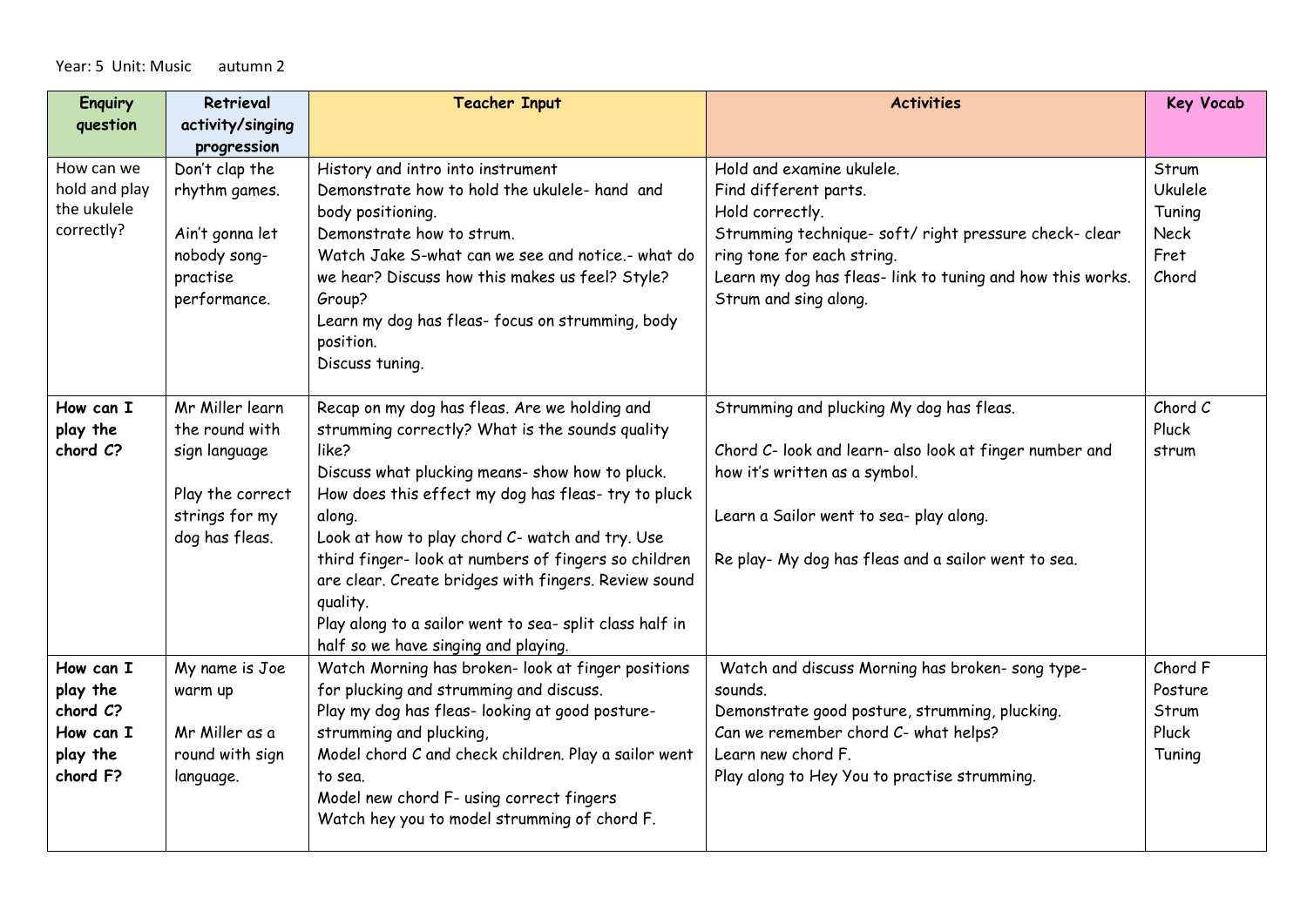Year: 5 Unit: Music autumn 2

| Enquiry question | Retrieval activity/singing progression | Teacher Input | Activities | Key Vocab |
|---|---|---|---|---|
| How can we hold and play the ukulele correctly? | Don't clap the rhythm games.<br><br>Ain't gonna let nobody song- practise performance. | History and intro into instrument<br>Demonstrate how to hold the ukulele- hand and body positioning.<br>Demonstrate how to strum.<br>Watch Jake S-what can we see and notice.- what do we hear? Discuss how this makes us feel? Style? Group?<br>Learn my dog has fleas- focus on strumming, body position.<br>Discuss tuning. | Hold and examine ukulele.<br>Find different parts.<br>Hold correctly.<br>Strumming technique- soft/ right pressure check- clear ring tone for each string.<br>Learn my dog has fleas- link to tuning and how this works.<br>Strum and sing along. | Strum<br>Ukulele<br>Tuning<br>Neck<br>Fret<br>Chord |
| **How can I play the chord C?** | Mr Miller learn the round with sign language<br><br>Play the correct strings for my dog has fleas. | Recap on my dog has fleas. Are we holding and strumming correctly? What is the sounds quality like?<br>Discuss what plucking means- show how to pluck. How does this effect my dog has fleas- try to pluck along.<br>Look at how to play chord C- watch and try. Use third finger- look at numbers of fingers so children are clear. Create bridges with fingers. Review sound quality.<br>Play along to a sailor went to sea- split class half in half so we have singing and playing. | Strumming and plucking My dog has fleas.<br><br>Chord C- look and learn- also look at finger number and how it's written as a symbol.<br><br>Learn a Sailor went to sea- play along.<br><br>Re play- My dog has fleas and a sailor went to sea. | Chord C<br>Pluck<br>strum |
| **How can I play the chord C? How can I play the chord F?** | My name is Joe warm up<br><br>Mr Miller as a round with sign language. | Watch Morning has broken- look at finger positions for plucking and strumming and discuss.<br>Play my dog has fleas- looking at good posture- strumming and plucking,<br>Model chord C and check children. Play a sailor went to sea.<br>Model new chord F- using correct fingers<br>Watch hey you to model strumming of chord F. | Watch and discuss Morning has broken- song type- sounds.<br>Demonstrate good posture, strumming, plucking.<br>Can we remember chord C- what helps?<br>Learn new chord F.<br>Play along to Hey You to practise strumming. | Chord F<br>Posture<br>Strum<br>Pluck<br>Tuning |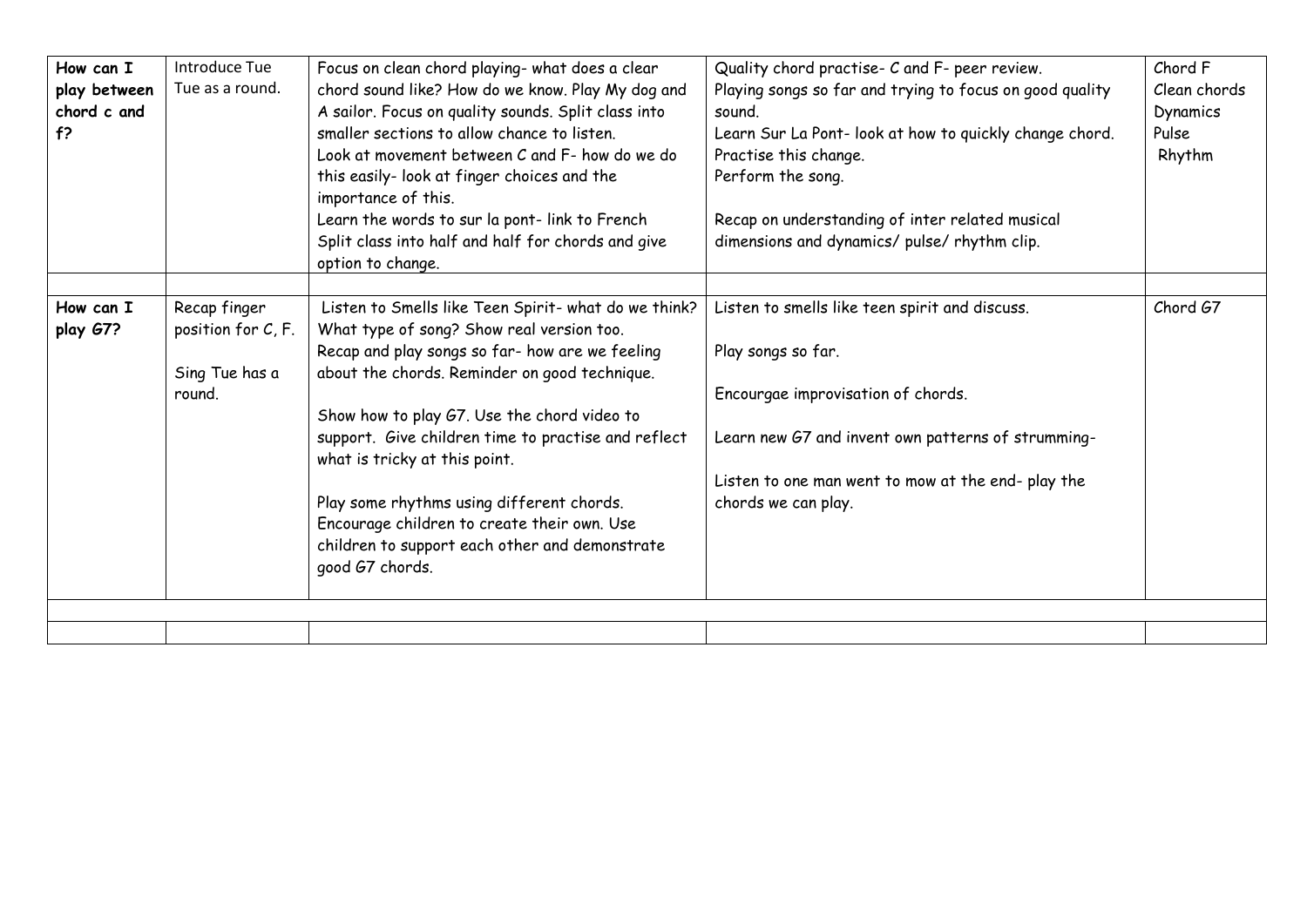| | | | | |
|---|---|---|---|---|
| **How can I play between chord c and f?** | Introduce Tue Tue as a round. | Focus on clean chord playing- what does a clear chord sound like? How do we know. Play My dog and A sailor. Focus on quality sounds. Split class into smaller sections to allow chance to listen.<br>Look at movement between C and F- how do we do this easily- look at finger choices and the importance of this.<br>Learn the words to sur la pont- link to French<br>Split class into half and half for chords and give option to change. | Quality chord practise- C and F- peer review.<br>Playing songs so far and trying to focus on good quality sound.<br>Learn Sur La Pont- look at how to quickly change chord.<br>Practise this change.<br>Perform the song.<br><br>Recap on understanding of inter related musical dimensions and dynamics/ pulse/ rhythm clip. | Chord F<br>Clean chords<br>Dynamics<br>Pulse<br>Rhythm |
| | | | | |
| **How can I play G7?** | Recap finger position for C, F.<br><br>Sing Tue has a round. | Listen to Smells like Teen Spirit- what do we think? What type of song? Show real version too.<br>Recap and play songs so far- how are we feeling about the chords. Reminder on good technique.<br><br>Show how to play G7. Use the chord video to support. Give children time to practise and reflect what is tricky at this point.<br><br>Play some rhythms using different chords. Encourage children to create their own. Use children to support each other and demonstrate good G7 chords. | Listen to smells like teen spirit and discuss.<br><br>Play songs so far.<br><br>Encourgae improvisation of chords.<br><br>Learn new G7 and invent own patterns of strumming-<br><br>Listen to one man went to mow at the end- play the chords we can play. | Chord G7 |
| | | | | |
| | | | | |